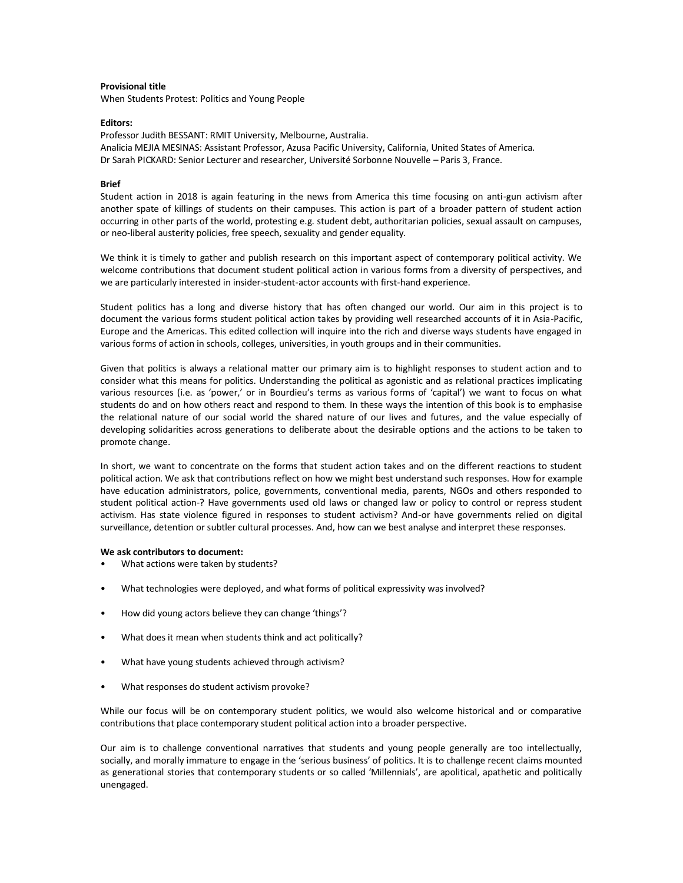**Provisional title**

When Students Protest: Politics and Young People

**Editors:**

Professor Judith BESSANT: RMIT University, Melbourne, Australia.
Analicia MEJIA MESINAS: Assistant Professor, Azusa Pacific University, California, United States of America.
Dr Sarah PICKARD: Senior Lecturer and researcher, Université Sorbonne Nouvelle – Paris 3, France.

**Brief**

Student action in 2018 is again featuring in the news from America this time focusing on anti-gun activism after another spate of killings of students on their campuses. This action is part of a broader pattern of student action occurring in other parts of the world, protesting e.g. student debt, authoritarian policies, sexual assault on campuses, or neo-liberal austerity policies, free speech, sexuality and gender equality.

We think it is timely to gather and publish research on this important aspect of contemporary political activity. We welcome contributions that document student political action in various forms from a diversity of perspectives, and we are particularly interested in insider-student-actor accounts with first-hand experience.

Student politics has a long and diverse history that has often changed our world. Our aim in this project is to document the various forms student political action takes by providing well researched accounts of it in Asia-Pacific, Europe and the Americas. This edited collection will inquire into the rich and diverse ways students have engaged in various forms of action in schools, colleges, universities, in youth groups and in their communities.

Given that politics is always a relational matter our primary aim is to highlight responses to student action and to consider what this means for politics. Understanding the political as agonistic and as relational practices implicating various resources (i.e. as 'power,' or in Bourdieu's terms as various forms of 'capital') we want to focus on what students do and on how others react and respond to them. In these ways the intention of this book is to emphasise the relational nature of our social world the shared nature of our lives and futures, and the value especially of developing solidarities across generations to deliberate about the desirable options and the actions to be taken to promote change.

In short, we want to concentrate on the forms that student action takes and on the different reactions to student political action. We ask that contributions reflect on how we might best understand such responses. How for example have education administrators, police, governments, conventional media, parents, NGOs and others responded to student political action-? Have governments used old laws or changed law or policy to control or repress student activism. Has state violence figured in responses to student activism? And-or have governments relied on digital surveillance, detention or subtler cultural processes. And, how can we best analyse and interpret these responses.

**We ask contributors to document:**

- What actions were taken by students?
- What technologies were deployed, and what forms of political expressivity was involved?
- How did young actors believe they can change 'things'?
- What does it mean when students think and act politically?
- What have young students achieved through activism?
- What responses do student activism provoke?

While our focus will be on contemporary student politics, we would also welcome historical and or comparative contributions that place contemporary student political action into a broader perspective.

Our aim is to challenge conventional narratives that students and young people generally are too intellectually, socially, and morally immature to engage in the 'serious business' of politics. It is to challenge recent claims mounted as generational stories that contemporary students or so called 'Millennials', are apolitical, apathetic and politically unengaged.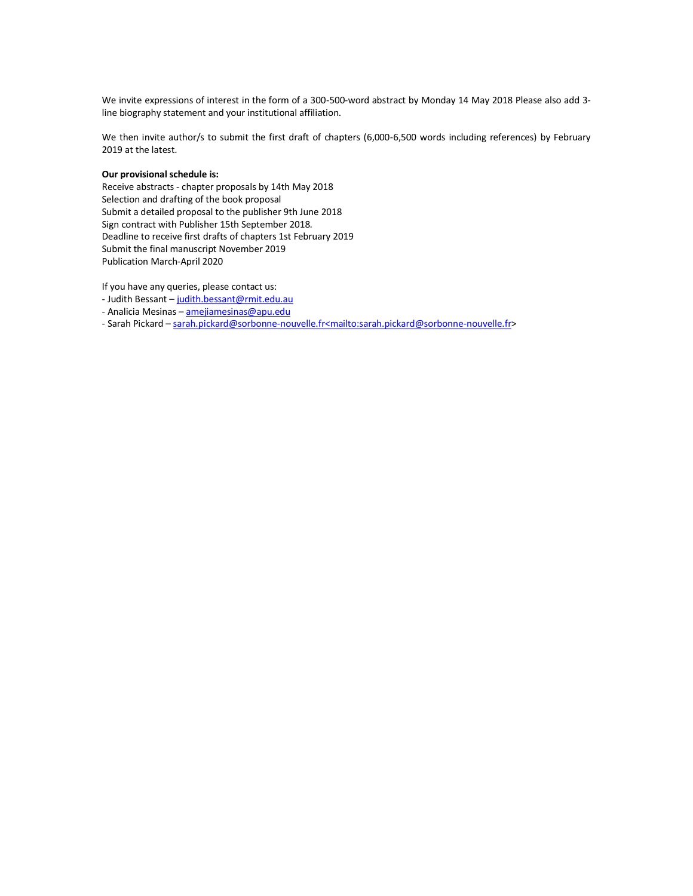We invite expressions of interest in the form of a 300-500-word abstract by Monday 14 May 2018 Please also add 3-line biography statement and your institutional affiliation.

We then invite author/s to submit the first draft of chapters (6,000-6,500 words including references) by February 2019 at the latest.

**Our provisional schedule is:**
Receive abstracts - chapter proposals by 14th May 2018
Selection and drafting of the book proposal
Submit a detailed proposal to the publisher 9th June 2018
Sign contract with Publisher 15th September 2018.
Deadline to receive first drafts of chapters 1st February 2019
Submit the final manuscript November 2019
Publication March-April 2020

If you have any queries, please contact us:
- Judith Bessant – judith.bessant@rmit.edu.au
- Analicia Mesinas – amejiamesinas@apu.edu
- Sarah Pickard – sarah.pickard@sorbonne-nouvelle.fr<mailto:sarah.pickard@sorbonne-nouvelle.fr>